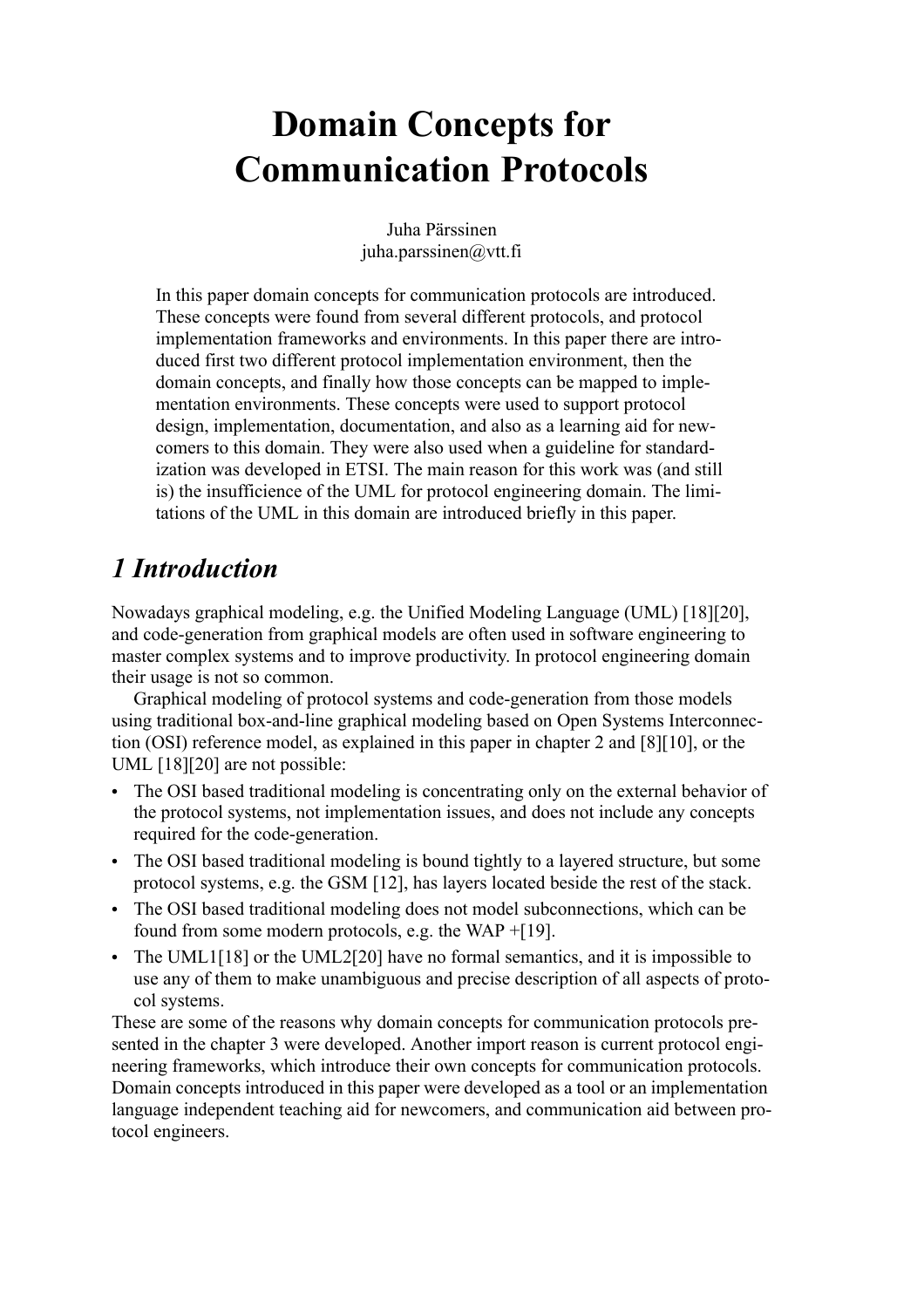# Domain Concepts for Communication Protocols

Juha Pärssinen
juha.parssinen@vtt.fi

In this paper domain concepts for communication protocols are introduced. These concepts were found from several different protocols, and protocol implementation frameworks and environments. In this paper there are introduced first two different protocol implementation environment, then the domain concepts, and finally how those concepts can be mapped to implementation environments. These concepts were used to support protocol design, implementation, documentation, and also as a learning aid for newcomers to this domain. They were also used when a guideline for standardization was developed in ETSI. The main reason for this work was (and still is) the insufficience of the UML for protocol engineering domain. The limitations of the UML in this domain are introduced briefly in this paper.

## *1 Introduction*

Nowadays graphical modeling, e.g. the Unified Modeling Language (UML) [18][20], and code-generation from graphical models are often used in software engineering to master complex systems and to improve productivity. In protocol engineering domain their usage is not so common.

Graphical modeling of protocol systems and code-generation from those models using traditional box-and-line graphical modeling based on Open Systems Interconnection (OSI) reference model, as explained in this paper in chapter 2 and [8][10], or the UML [18][20] are not possible:

- The OSI based traditional modeling is concentrating only on the external behavior of the protocol systems, not implementation issues, and does not include any concepts required for the code-generation.
- The OSI based traditional modeling is bound tightly to a layered structure, but some protocol systems, e.g. the GSM [12], has layers located beside the rest of the stack.
- The OSI based traditional modeling does not model subconnections, which can be found from some modern protocols, e.g. the WAP +[19].
- The UML1[18] or the UML2[20] have no formal semantics, and it is impossible to use any of them to make unambiguous and precise description of all aspects of protocol systems.

These are some of the reasons why domain concepts for communication protocols presented in the chapter 3 were developed. Another import reason is current protocol engineering frameworks, which introduce their own concepts for communication protocols. Domain concepts introduced in this paper were developed as a tool or an implementation language independent teaching aid for newcomers, and communication aid between protocol engineers.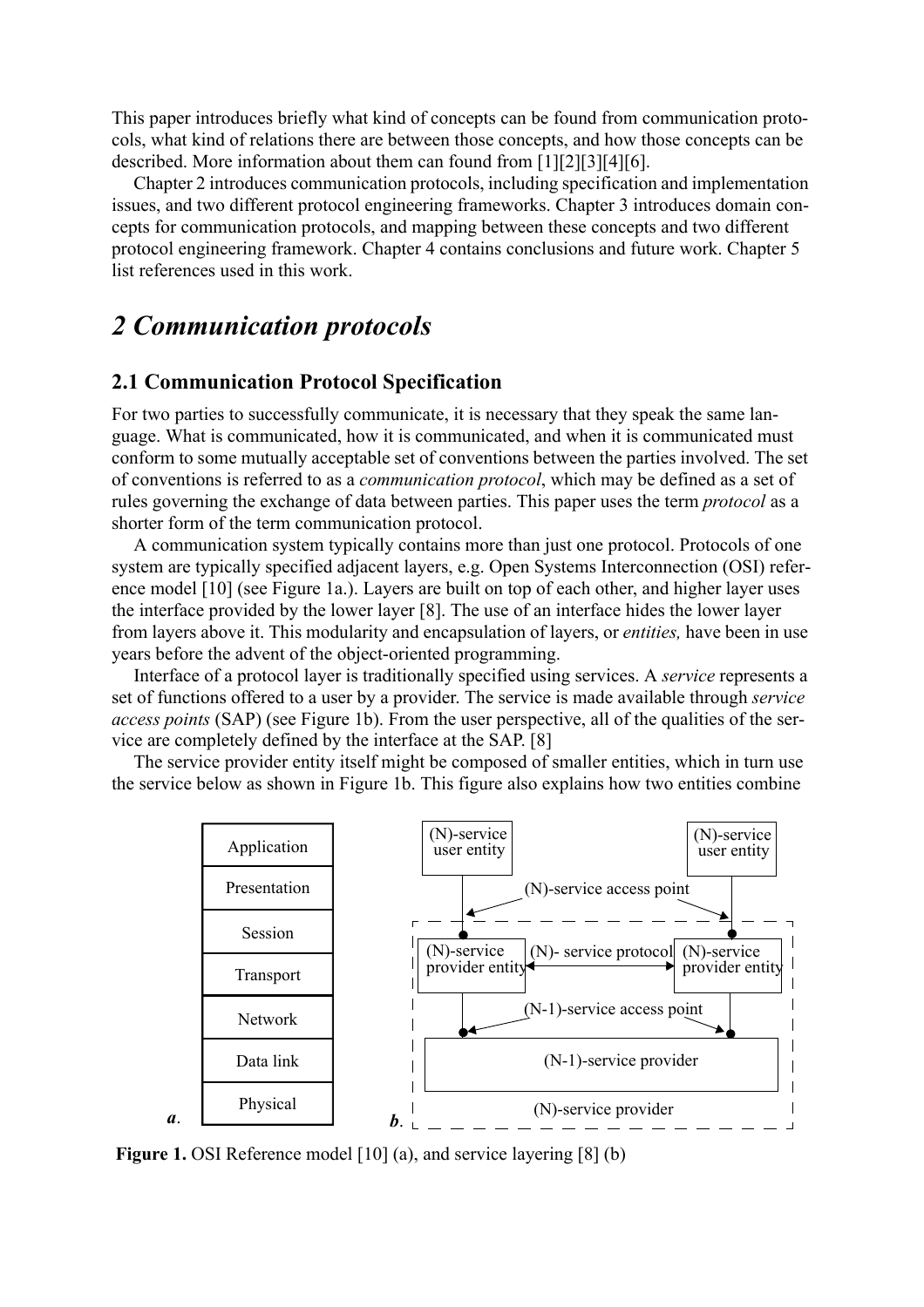This paper introduces briefly what kind of concepts can be found from communication protocols, what kind of relations there are between those concepts, and how those concepts can be described. More information about them can found from [1][2][3][4][6].

Chapter 2 introduces communication protocols, including specification and implementation issues, and two different protocol engineering frameworks. Chapter 3 introduces domain concepts for communication protocols, and mapping between these concepts and two different protocol engineering framework. Chapter 4 contains conclusions and future work. Chapter 5 list references used in this work.

# *2 Communication protocols*

## 2.1 Communication Protocol Specification

For two parties to successfully communicate, it is necessary that they speak the same language. What is communicated, how it is communicated, and when it is communicated must conform to some mutually acceptable set of conventions between the parties involved. The set of conventions is referred to as a *communication protocol*, which may be defined as a set of rules governing the exchange of data between parties. This paper uses the term *protocol* as a shorter form of the term communication protocol.

A communication system typically contains more than just one protocol. Protocols of one system are typically specified adjacent layers, e.g. Open Systems Interconnection (OSI) reference model [10] (see Figure 1a.). Layers are built on top of each other, and higher layer uses the interface provided by the lower layer [8]. The use of an interface hides the lower layer from layers above it. This modularity and encapsulation of layers, or *entities,* have been in use years before the advent of the object-oriented programming.

Interface of a protocol layer is traditionally specified using services. A *service* represents a set of functions offered to a user by a provider. The service is made available through *service access points* (SAP) (see Figure 1b). From the user perspective, all of the qualities of the service are completely defined by the interface at the SAP. [8]

The service provider entity itself might be composed of smaller entities, which in turn use the service below as shown in Figure 1b. This figure also explains how two entities combine

**Figure 1.** OSI Reference model [10] (a), and service layering [8] (b)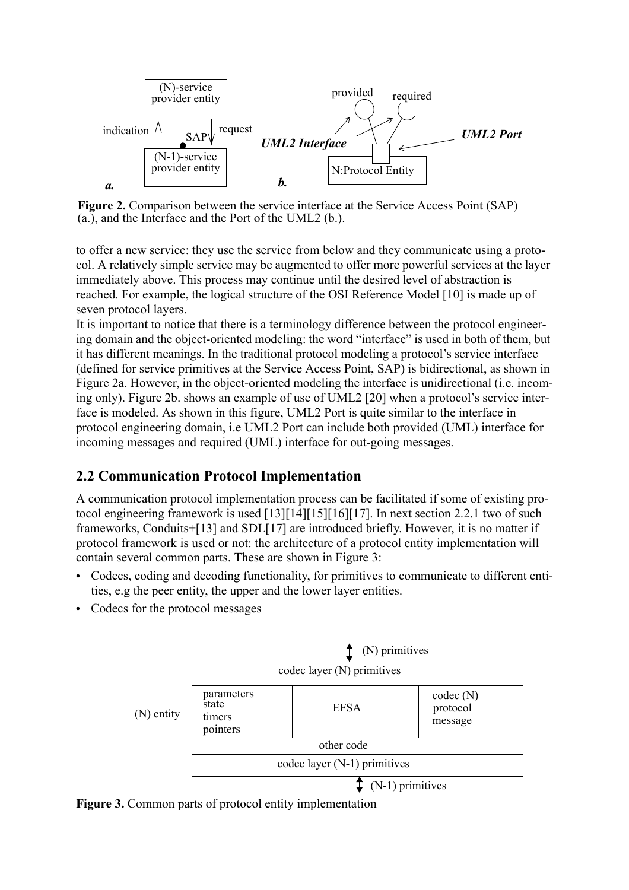**Figure 2.** Comparison between the service interface at the Service Access Point (SAP) (a.), and the Interface and the Port of the UML2 (b.).

to offer a new service: they use the service from below and they communicate using a protocol. A relatively simple service may be augmented to offer more powerful services at the layer immediately above. This process may continue until the desired level of abstraction is reached. For example, the logical structure of the OSI Reference Model [10] is made up of seven protocol layers.

It is important to notice that there is a terminology difference between the protocol engineering domain and the object-oriented modeling: the word "interface" is used in both of them, but it has different meanings. In the traditional protocol modeling a protocol's service interface (defined for service primitives at the Service Access Point, SAP) is bidirectional, as shown in Figure 2a. However, in the object-oriented modeling the interface is unidirectional (i.e. incoming only). Figure 2b. shows an example of use of UML2 [20] when a protocol's service interface is modeled. As shown in this figure, UML2 Port is quite similar to the interface in protocol engineering domain, i.e UML2 Port can include both provided (UML) interface for incoming messages and required (UML) interface for out-going messages.

## 2.2 Communication Protocol Implementation

A communication protocol implementation process can be facilitated if some of existing protocol engineering framework is used [13][14][15][16][17]. In next section 2.2.1 two of such frameworks, Conduits+[13] and SDL[17] are introduced briefly. However, it is no matter if protocol framework is used or not: the architecture of a protocol entity implementation will contain several common parts. These are shown in Figure 3:

- Codecs, coding and decoding functionality, for primitives to communicate to different entities, e.g the peer entity, the upper and the lower layer entities.
- Codecs for the protocol messages

**Figure 3.** Common parts of protocol entity implementation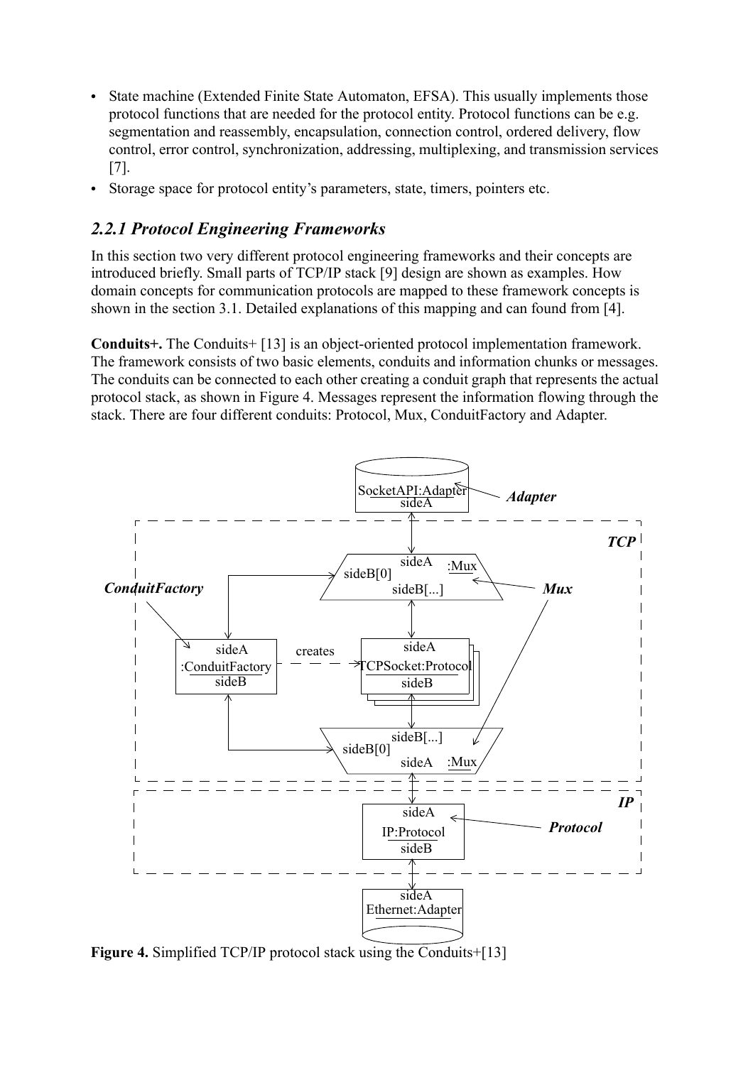- State machine (Extended Finite State Automaton, EFSA). This usually implements those protocol functions that are needed for the protocol entity. Protocol functions can be e.g. segmentation and reassembly, encapsulation, connection control, ordered delivery, flow control, error control, synchronization, addressing, multiplexing, and transmission services [7].
- Storage space for protocol entity's parameters, state, timers, pointers etc.

### *2.2.1 Protocol Engineering Frameworks*

In this section two very different protocol engineering frameworks and their concepts are introduced briefly. Small parts of TCP/IP stack [9] design are shown as examples. How domain concepts for communication protocols are mapped to these framework concepts is shown in the section 3.1. Detailed explanations of this mapping and can found from [4].

**Conduits+.** The Conduits+ [13] is an object-oriented protocol implementation framework. The framework consists of two basic elements, conduits and information chunks or messages. The conduits can be connected to each other creating a conduit graph that represents the actual protocol stack, as shown in Figure 4. Messages represent the information flowing through the stack. There are four different conduits: Protocol, Mux, ConduitFactory and Adapter.

**Figure 4.** Simplified TCP/IP protocol stack using the Conduits+[13]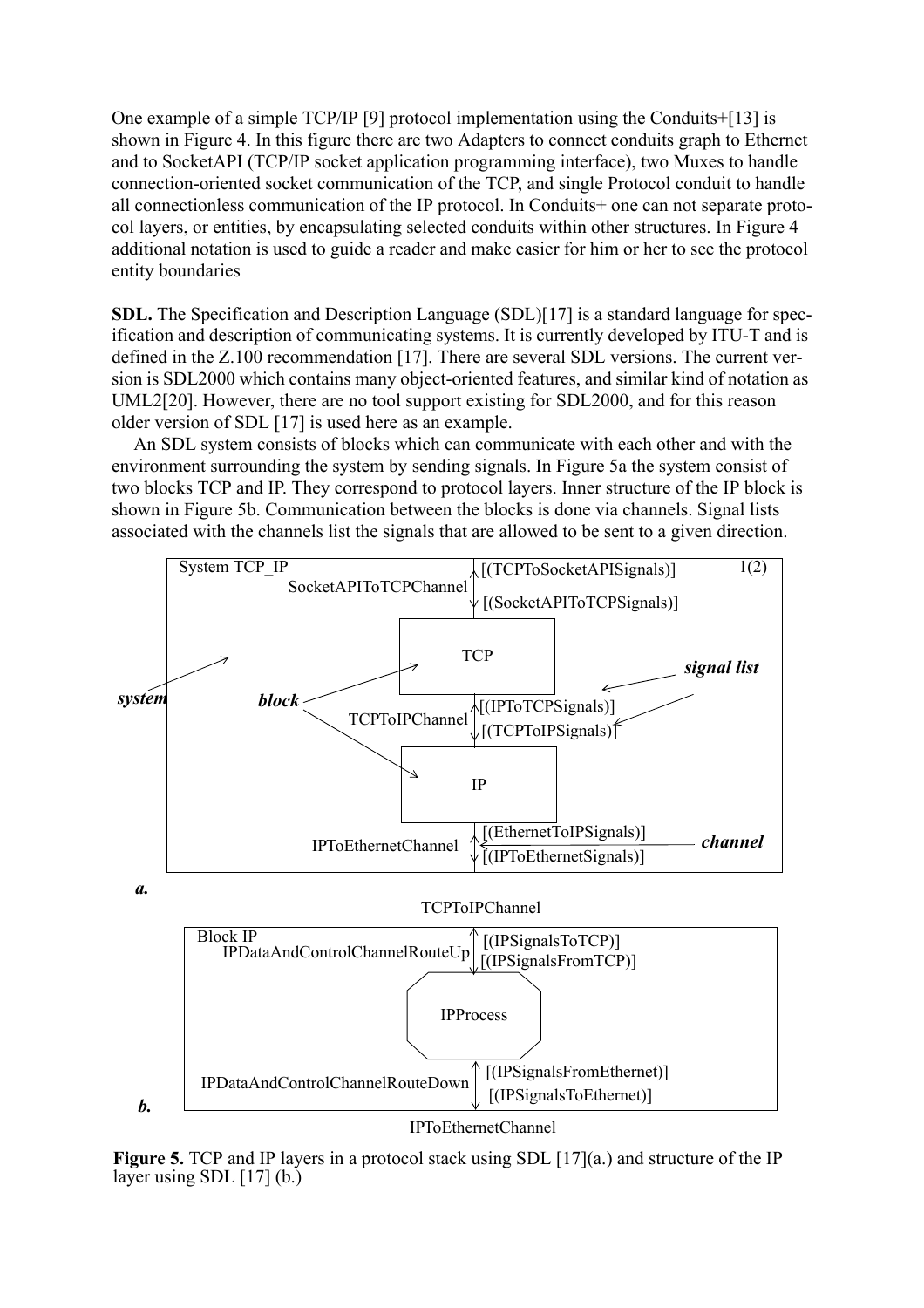One example of a simple TCP/IP [9] protocol implementation using the Conduits+[13] is shown in Figure 4. In this figure there are two Adapters to connect conduits graph to Ethernet and to SocketAPI (TCP/IP socket application programming interface), two Muxes to handle connection-oriented socket communication of the TCP, and single Protocol conduit to handle all connectionless communication of the IP protocol. In Conduits+ one can not separate protocol layers, or entities, by encapsulating selected conduits within other structures. In Figure 4 additional notation is used to guide a reader and make easier for him or her to see the protocol entity boundaries

**SDL.** The Specification and Description Language (SDL)[17] is a standard language for specification and description of communicating systems. It is currently developed by ITU-T and is defined in the Z.100 recommendation [17]. There are several SDL versions. The current version is SDL2000 which contains many object-oriented features, and similar kind of notation as UML2[20]. However, there are no tool support existing for SDL2000, and for this reason older version of SDL [17] is used here as an example.

An SDL system consists of blocks which can communicate with each other and with the environment surrounding the system by sending signals. In Figure 5a the system consist of two blocks TCP and IP. They correspond to protocol layers. Inner structure of the IP block is shown in Figure 5b. Communication between the blocks is done via channels. Signal lists associated with the channels list the signals that are allowed to be sent to a given direction.

**Figure 5.** TCP and IP layers in a protocol stack using SDL [17](a.) and structure of the IP layer using SDL [17] (b.)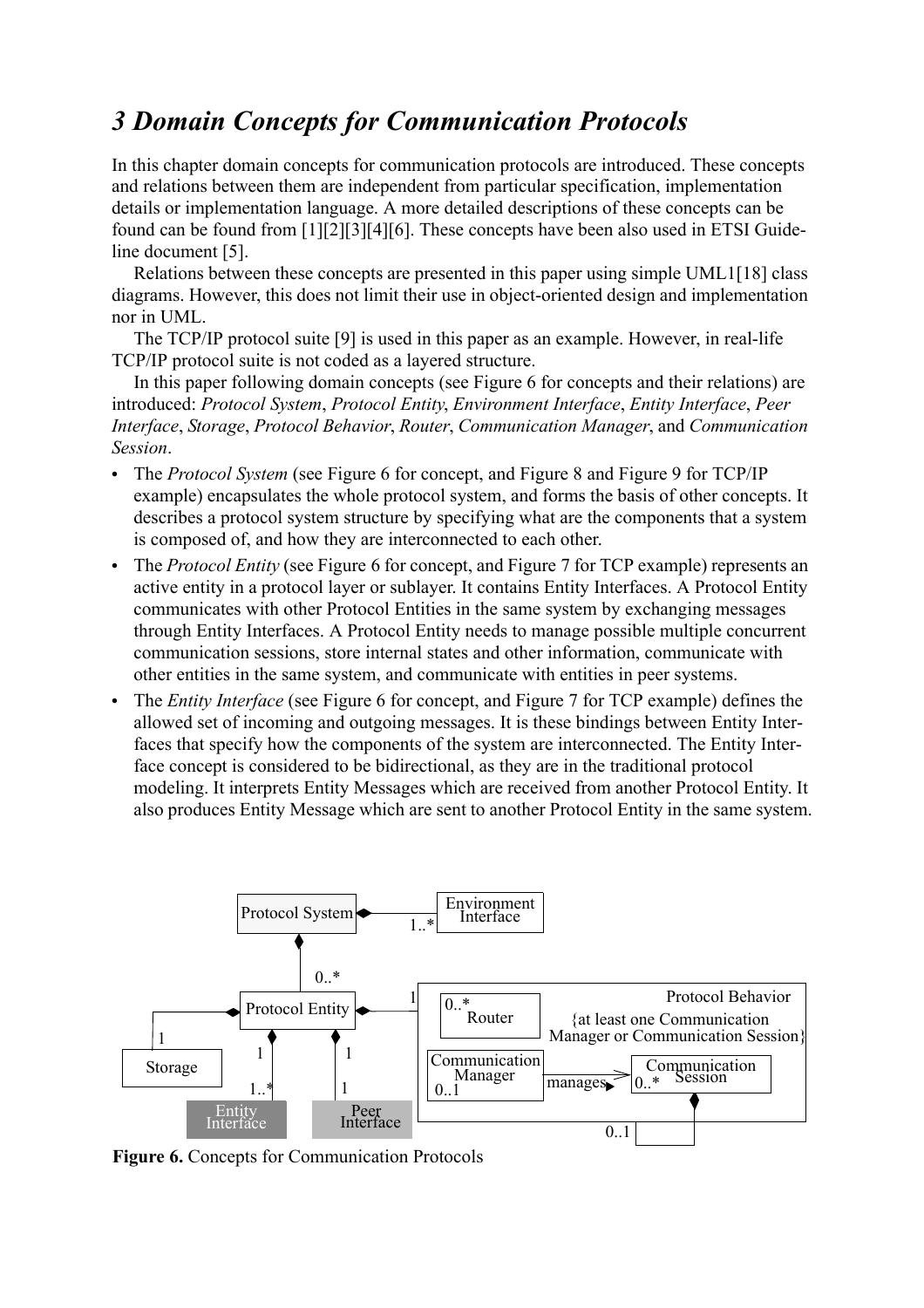# 3 Domain Concepts for Communication Protocols

In this chapter domain concepts for communication protocols are introduced. These concepts and relations between them are independent from particular specification, implementation details or implementation language. A more detailed descriptions of these concepts can be found can be found from [1][2][3][4][6]. These concepts have been also used in ETSI Guideline document [5].

Relations between these concepts are presented in this paper using simple UML1[18] class diagrams. However, this does not limit their use in object-oriented design and implementation nor in UML.

The TCP/IP protocol suite [9] is used in this paper as an example. However, in real-life TCP/IP protocol suite is not coded as a layered structure.

In this paper following domain concepts (see Figure 6 for concepts and their relations) are introduced: *Protocol System*, *Protocol Entity*, *Environment Interface*, *Entity Interface*, *Peer Interface*, *Storage*, *Protocol Behavior*, *Router*, *Communication Manager*, and *Communication Session*.

- The *Protocol System* (see Figure 6 for concept, and Figure 8 and Figure 9 for TCP/IP example) encapsulates the whole protocol system, and forms the basis of other concepts. It describes a protocol system structure by specifying what are the components that a system is composed of, and how they are interconnected to each other.
- The *Protocol Entity* (see Figure 6 for concept, and Figure 7 for TCP example) represents an active entity in a protocol layer or sublayer. It contains Entity Interfaces. A Protocol Entity communicates with other Protocol Entities in the same system by exchanging messages through Entity Interfaces. A Protocol Entity needs to manage possible multiple concurrent communication sessions, store internal states and other information, communicate with other entities in the same system, and communicate with entities in peer systems.
- The *Entity Interface* (see Figure 6 for concept, and Figure 7 for TCP example) defines the allowed set of incoming and outgoing messages. It is these bindings between Entity Interfaces that specify how the components of the system are interconnected. The Entity Interface concept is considered to be bidirectional, as they are in the traditional protocol modeling. It interprets Entity Messages which are received from another Protocol Entity. It also produces Entity Message which are sent to another Protocol Entity in the same system.

**Figure 6.** Concepts for Communication Protocols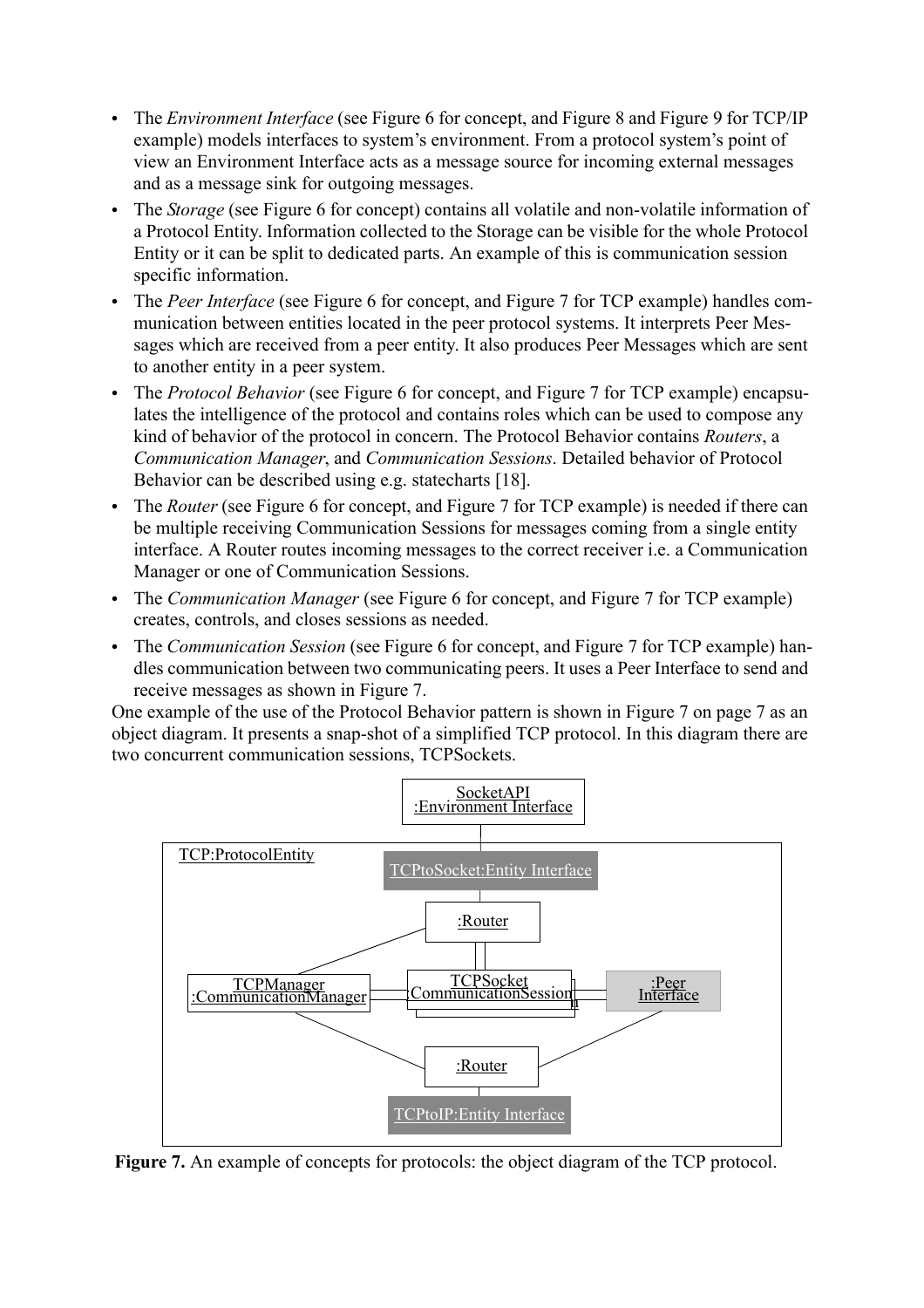- The *Environment Interface* (see Figure 6 for concept, and Figure 8 and Figure 9 for TCP/IP example) models interfaces to system's environment. From a protocol system's point of view an Environment Interface acts as a message source for incoming external messages and as a message sink for outgoing messages.
- The *Storage* (see Figure 6 for concept) contains all volatile and non-volatile information of a Protocol Entity. Information collected to the Storage can be visible for the whole Protocol Entity or it can be split to dedicated parts. An example of this is communication session specific information.
- The *Peer Interface* (see Figure 6 for concept, and Figure 7 for TCP example) handles communication between entities located in the peer protocol systems. It interprets Peer Messages which are received from a peer entity. It also produces Peer Messages which are sent to another entity in a peer system.
- The *Protocol Behavior* (see Figure 6 for concept, and Figure 7 for TCP example) encapsulates the intelligence of the protocol and contains roles which can be used to compose any kind of behavior of the protocol in concern. The Protocol Behavior contains *Routers*, a *Communication Manager*, and *Communication Sessions*. Detailed behavior of Protocol Behavior can be described using e.g. statecharts [18].
- The *Router* (see Figure 6 for concept, and Figure 7 for TCP example) is needed if there can be multiple receiving Communication Sessions for messages coming from a single entity interface. A Router routes incoming messages to the correct receiver i.e. a Communication Manager or one of Communication Sessions.
- The *Communication Manager* (see Figure 6 for concept, and Figure 7 for TCP example) creates, controls, and closes sessions as needed.
- The *Communication Session* (see Figure 6 for concept, and Figure 7 for TCP example) handles communication between two communicating peers. It uses a Peer Interface to send and receive messages as shown in Figure 7.

One example of the use of the Protocol Behavior pattern is shown in Figure 7 on page 7 as an object diagram. It presents a snap-shot of a simplified TCP protocol. In this diagram there are two concurrent communication sessions, TCPSockets.

SocketAPI :Environment Interface

TCP:ProtocolEntity

TCPtoSocket:Entity Interface

:Router

TCPManager :CommunicationManager

TCPSocket :CommunicationSession

:Peer Interface

:Router

TCPtoIP:Entity Interface

**Figure 7.** An example of concepts for protocols: the object diagram of the TCP protocol.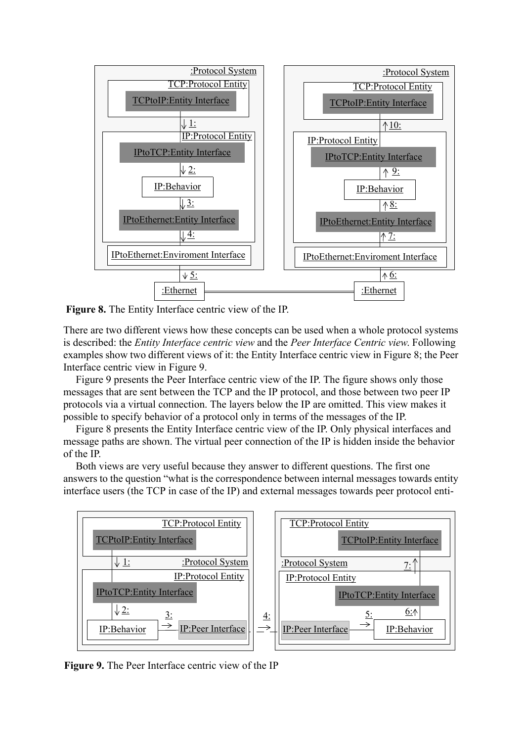**Figure 8.** The Entity Interface centric view of the IP.

There are two different views how these concepts can be used when a whole protocol systems is described: the *Entity Interface centric view* and the *Peer Interface Centric view*. Following examples show two different views of it: the Entity Interface centric view in Figure 8; the Peer Interface centric view in Figure 9.

Figure 9 presents the Peer Interface centric view of the IP. The figure shows only those messages that are sent between the TCP and the IP protocol, and those between two peer IP protocols via a virtual connection. The layers below the IP are omitted. This view makes it possible to specify behavior of a protocol only in terms of the messages of the IP.

Figure 8 presents the Entity Interface centric view of the IP. Only physical interfaces and message paths are shown. The virtual peer connection of the IP is hidden inside the behavior of the IP.

Both views are very useful because they answer to different questions. The first one answers to the question "what is the correspondence between internal messages towards entity interface users (the TCP in case of the IP) and external messages towards peer protocol enti-

**Figure 9.** The Peer Interface centric view of the IP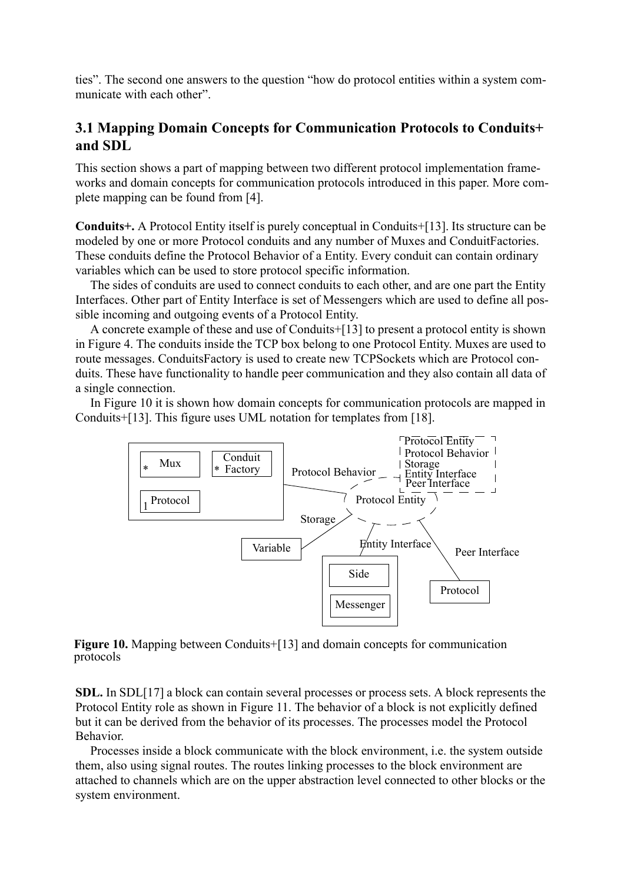ties". The second one answers to the question "how do protocol entities within a system communicate with each other".

## 3.1 Mapping Domain Concepts for Communication Protocols to Conduits+ and SDL

This section shows a part of mapping between two different protocol implementation frameworks and domain concepts for communication protocols introduced in this paper. More complete mapping can be found from [4].

**Conduits+.** A Protocol Entity itself is purely conceptual in Conduits+[13]. Its structure can be modeled by one or more Protocol conduits and any number of Muxes and ConduitFactories. These conduits define the Protocol Behavior of a Entity. Every conduit can contain ordinary variables which can be used to store protocol specific information.

The sides of conduits are used to connect conduits to each other, and are one part the Entity Interfaces. Other part of Entity Interface is set of Messengers which are used to define all possible incoming and outgoing events of a Protocol Entity.

A concrete example of these and use of Conduits+[13] to present a protocol entity is shown in Figure 4. The conduits inside the TCP box belong to one Protocol Entity. Muxes are used to route messages. ConduitsFactory is used to create new TCPSockets which are Protocol conduits. These have functionality to handle peer communication and they also contain all data of a single connection.

In Figure 10 it is shown how domain concepts for communication protocols are mapped in Conduits+[13]. This figure uses UML notation for templates from [18].

**Figure 10.** Mapping between Conduits+[13] and domain concepts for communication protocols

**SDL.** In SDL[17] a block can contain several processes or process sets. A block represents the Protocol Entity role as shown in Figure 11. The behavior of a block is not explicitly defined but it can be derived from the behavior of its processes. The processes model the Protocol Behavior.

Processes inside a block communicate with the block environment, i.e. the system outside them, also using signal routes. The routes linking processes to the block environment are attached to channels which are on the upper abstraction level connected to other blocks or the system environment.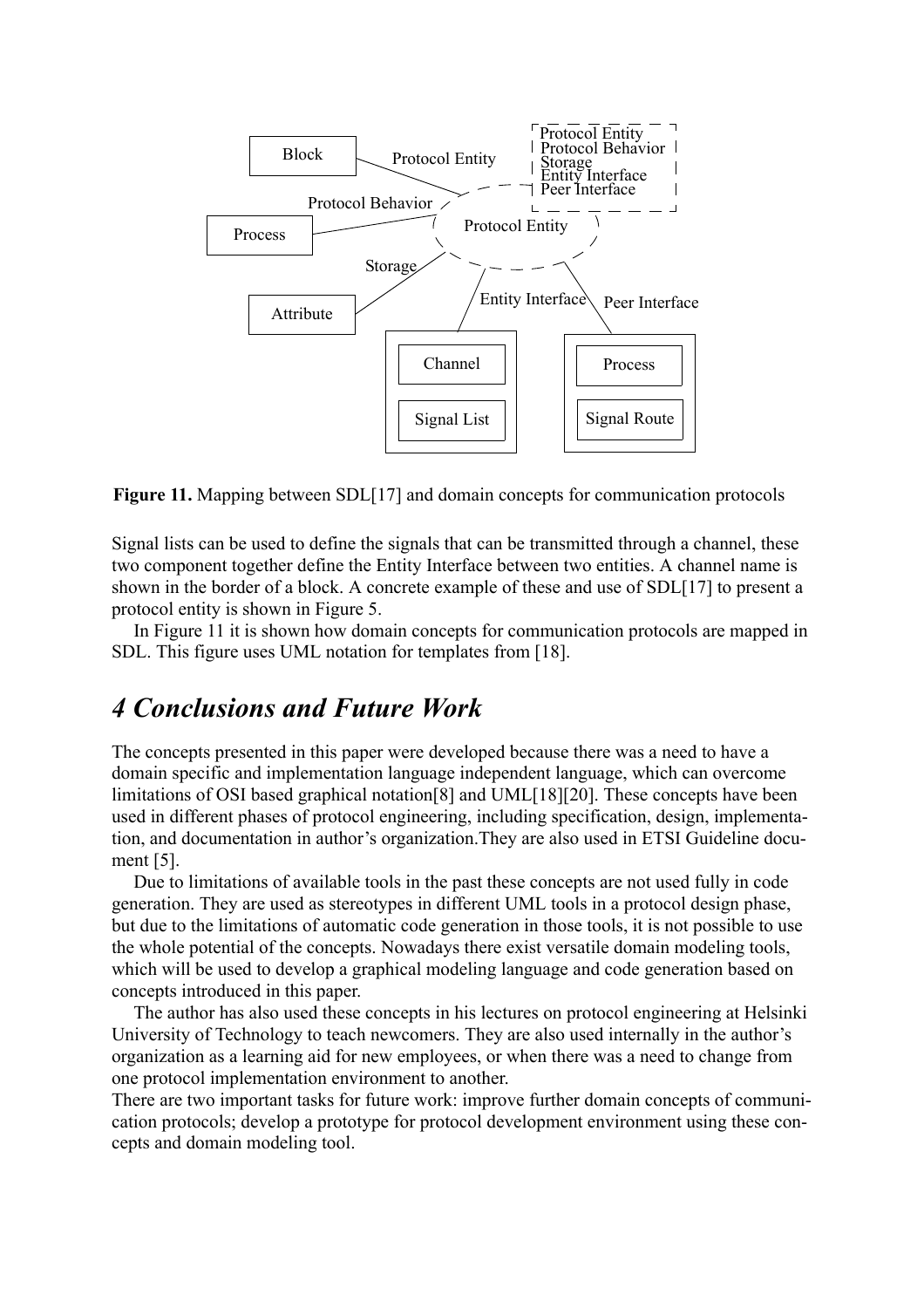**Figure 11.** Mapping between SDL[17] and domain concepts for communication protocols

Signal lists can be used to define the signals that can be transmitted through a channel, these two component together define the Entity Interface between two entities. A channel name is shown in the border of a block. A concrete example of these and use of SDL[17] to present a protocol entity is shown in Figure 5.

In Figure 11 it is shown how domain concepts for communication protocols are mapped in SDL. This figure uses UML notation for templates from [18].

## *4 Conclusions and Future Work*

The concepts presented in this paper were developed because there was a need to have a domain specific and implementation language independent language, which can overcome limitations of OSI based graphical notation[8] and UML[18][20]. These concepts have been used in different phases of protocol engineering, including specification, design, implementation, and documentation in author's organization.They are also used in ETSI Guideline document [5].

Due to limitations of available tools in the past these concepts are not used fully in code generation. They are used as stereotypes in different UML tools in a protocol design phase, but due to the limitations of automatic code generation in those tools, it is not possible to use the whole potential of the concepts. Nowadays there exist versatile domain modeling tools, which will be used to develop a graphical modeling language and code generation based on concepts introduced in this paper.

The author has also used these concepts in his lectures on protocol engineering at Helsinki University of Technology to teach newcomers. They are also used internally in the author's organization as a learning aid for new employees, or when there was a need to change from one protocol implementation environment to another.

There are two important tasks for future work: improve further domain concepts of communication protocols; develop a prototype for protocol development environment using these concepts and domain modeling tool.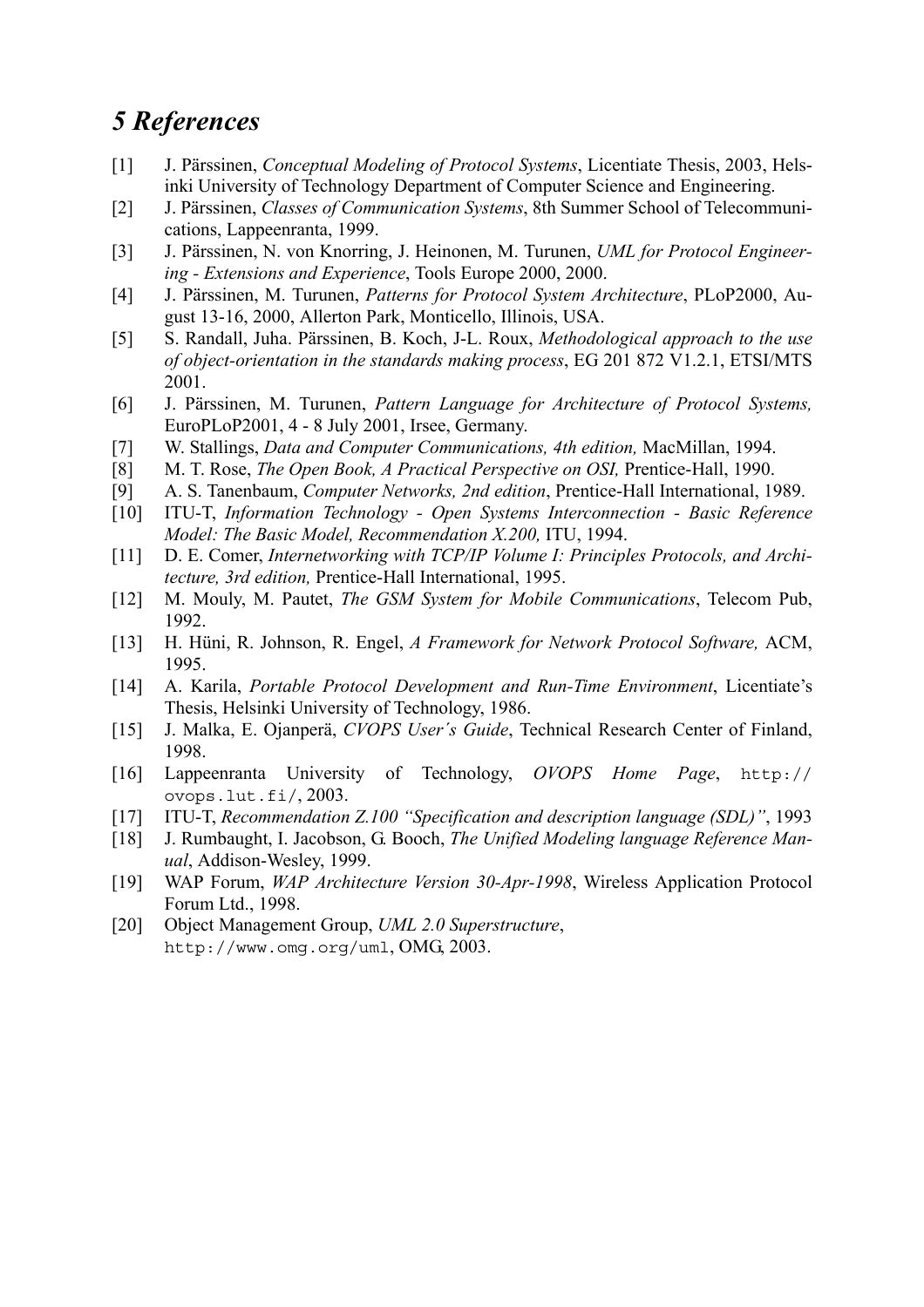# 5 References

[1] J. Pärssinen, *Conceptual Modeling of Protocol Systems*, Licentiate Thesis, 2003, Helsinki University of Technology Department of Computer Science and Engineering.

[2] J. Pärssinen, *Classes of Communication Systems*, 8th Summer School of Telecommunications, Lappeenranta, 1999.

[3] J. Pärssinen, N. von Knorring, J. Heinonen, M. Turunen, *UML for Protocol Engineering - Extensions and Experience*, Tools Europe 2000, 2000.

[4] J. Pärssinen, M. Turunen, *Patterns for Protocol System Architecture*, PLoP2000, August 13-16, 2000, Allerton Park, Monticello, Illinois, USA.

[5] S. Randall, Juha. Pärssinen, B. Koch, J-L. Roux, *Methodological approach to the use of object-orientation in the standards making process*, EG 201 872 V1.2.1, ETSI/MTS 2001.

[6] J. Pärssinen, M. Turunen, *Pattern Language for Architecture of Protocol Systems,* EuroPLoP2001, 4 - 8 July 2001, Irsee, Germany.

[7] W. Stallings, *Data and Computer Communications, 4th edition,* MacMillan, 1994.

[8] M. T. Rose, *The Open Book, A Practical Perspective on OSI,* Prentice-Hall, 1990.

[9] A. S. Tanenbaum, *Computer Networks, 2nd edition*, Prentice-Hall International, 1989.

[10] ITU-T, *Information Technology - Open Systems Interconnection - Basic Reference Model: The Basic Model, Recommendation X.200,* ITU, 1994.

[11] D. E. Comer, *Internetworking with TCP/IP Volume I: Principles Protocols, and Architecture, 3rd edition,* Prentice-Hall International, 1995.

[12] M. Mouly, M. Pautet, *The GSM System for Mobile Communications*, Telecom Pub, 1992.

[13] H. Hüni, R. Johnson, R. Engel, *A Framework for Network Protocol Software,* ACM, 1995.

[14] A. Karila, *Portable Protocol Development and Run-Time Environment*, Licentiate's Thesis, Helsinki University of Technology, 1986.

[15] J. Malka, E. Ojanperä, *CVOPS User´s Guide*, Technical Research Center of Finland, 1998.

[16] Lappeenranta University of Technology, *OVOPS Home Page*, `http://ovops.lut.fi/`, 2003.

[17] ITU-T, *Recommendation Z.100 "Specification and description language (SDL)"*, 1993

[18] J. Rumbaught, I. Jacobson, G. Booch, *The Unified Modeling language Reference Manual*, Addison-Wesley, 1999.

[19] WAP Forum, *WAP Architecture Version 30-Apr-1998*, Wireless Application Protocol Forum Ltd., 1998.

[20] Object Management Group, *UML 2.0 Superstructure*, `http://www.omg.org/uml`, OMG, 2003.